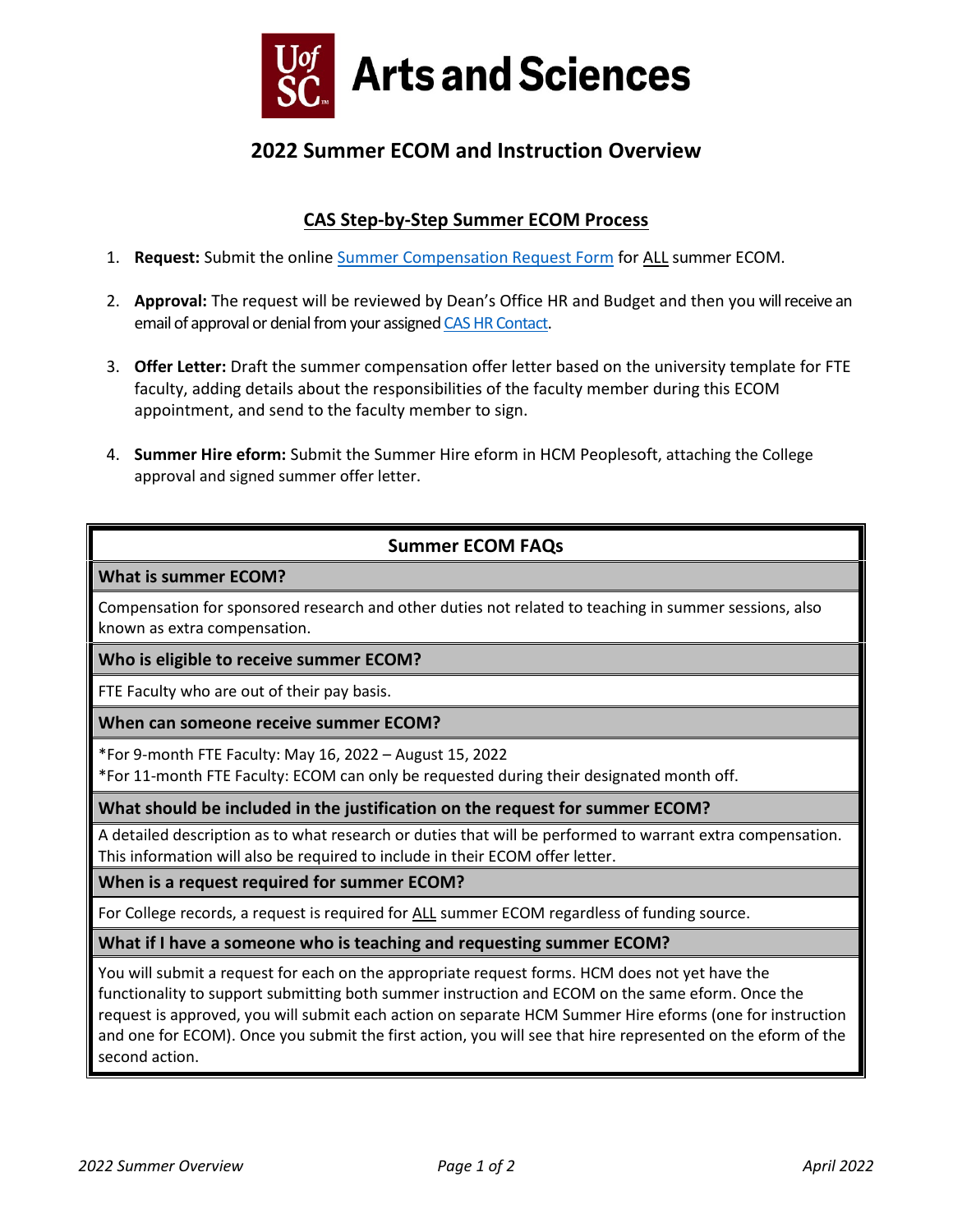# Arts and Sciences

## 2022 Summer ECOM and Instruction Overview

### CAS Step-by-Step Summer ECOM Process

1. **Request:** Submit the online Summer Compensation Request Form for ALL summer ECOM.

2. **Approval:** The request will be reviewed by Dean's Office HR and Budget and then you will receive an email of approval or denial from your assigned CAS HR Contact.

3. **Offer Letter:** Draft the summer compensation offer letter based on the university template for FTE faculty, adding details about the responsibilities of the faculty member during this ECOM appointment, and send to the faculty member to sign.

4. **Summer Hire eform:** Submit the Summer Hire eform in HCM Peoplesoft, attaching the College approval and signed summer offer letter.

| Summer ECOM FAQs |
|---|
| **What is summer ECOM?** |
| Compensation for sponsored research and other duties not related to teaching in summer sessions, also known as extra compensation. |
| **Who is eligible to receive summer ECOM?** |
| FTE Faculty who are out of their pay basis. |
| **When can someone receive summer ECOM?** |
| *For 9-month FTE Faculty: May 16, 2022 – August 15, 2022<br>*For 11-month FTE Faculty: ECOM can only be requested during their designated month off. |
| **What should be included in the justification on the request for summer ECOM?** |
| A detailed description as to what research or duties that will be performed to warrant extra compensation. This information will also be required to include in their ECOM offer letter. |
| **When is a request required for summer ECOM?** |
| For College records, a request is required for ALL summer ECOM regardless of funding source. |
| **What if I have a someone who is teaching and requesting summer ECOM?** |
| You will submit a request for each on the appropriate request forms. HCM does not yet have the functionality to support submitting both summer instruction and ECOM on the same eform. Once the request is approved, you will submit each action on separate HCM Summer Hire eforms (one for instruction and one for ECOM). Once you submit the first action, you will see that hire represented on the eform of the second action. |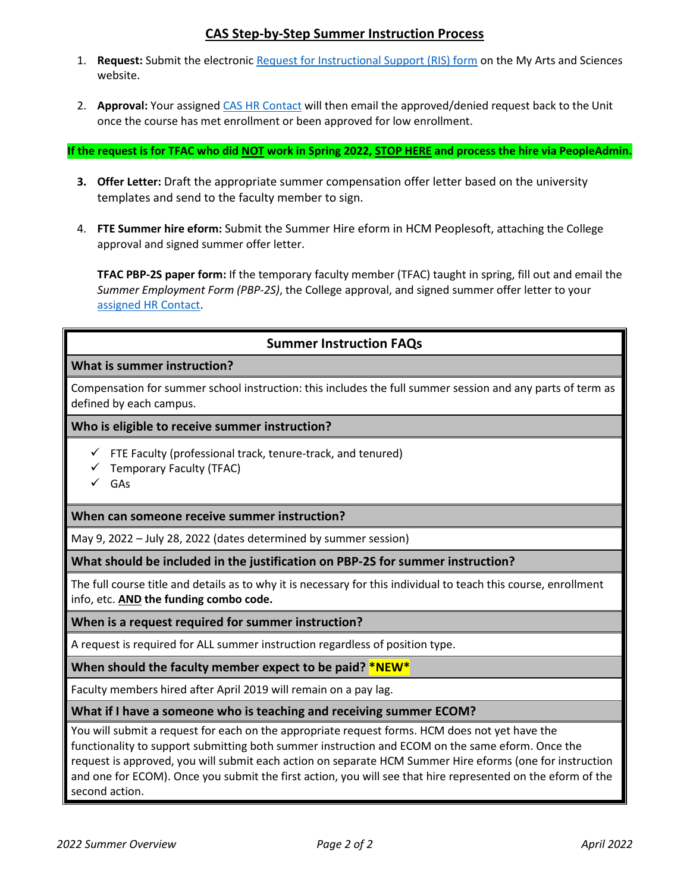# CAS Step-by-Step Summer Instruction Process

1. **Request:** Submit the electronic Request for Instructional Support (RIS) form on the My Arts and Sciences website.

2. **Approval:** Your assigned CAS HR Contact will then email the approved/denied request back to the Unit once the course has met enrollment or been approved for low enrollment.

**If the request is for TFAC who did NOT work in Spring 2022, STOP HERE and process the hire via PeopleAdmin.**

3. **Offer Letter:** Draft the appropriate summer compensation offer letter based on the university templates and send to the faculty member to sign.

4. **FTE Summer hire eform:** Submit the Summer Hire eform in HCM Peoplesoft, attaching the College approval and signed summer offer letter.

   **TFAC PBP-2S paper form:** If the temporary faculty member (TFAC) taught in spring, fill out and email the *Summer Employment Form (PBP-2S)*, the College approval, and signed summer offer letter to your assigned HR Contact.

## Summer Instruction FAQs

**What is summer instruction?**

Compensation for summer school instruction: this includes the full summer session and any parts of term as defined by each campus.

**Who is eligible to receive summer instruction?**

- ✓ FTE Faculty (professional track, tenure-track, and tenured)
- ✓ Temporary Faculty (TFAC)
- ✓ GAs

**When can someone receive summer instruction?**

May 9, 2022 – July 28, 2022 (dates determined by summer session)

**What should be included in the justification on PBP-2S for summer instruction?**

The full course title and details as to why it is necessary for this individual to teach this course, enrollment info, etc. **AND the funding combo code.**

**When is a request required for summer instruction?**

A request is required for ALL summer instruction regardless of position type.

**When should the faculty member expect to be paid? *NEW***

Faculty members hired after April 2019 will remain on a pay lag.

**What if I have a someone who is teaching and receiving summer ECOM?**

You will submit a request for each on the appropriate request forms. HCM does not yet have the functionality to support submitting both summer instruction and ECOM on the same eform. Once the request is approved, you will submit each action on separate HCM Summer Hire eforms (one for instruction and one for ECOM). Once you submit the first action, you will see that hire represented on the eform of the second action.